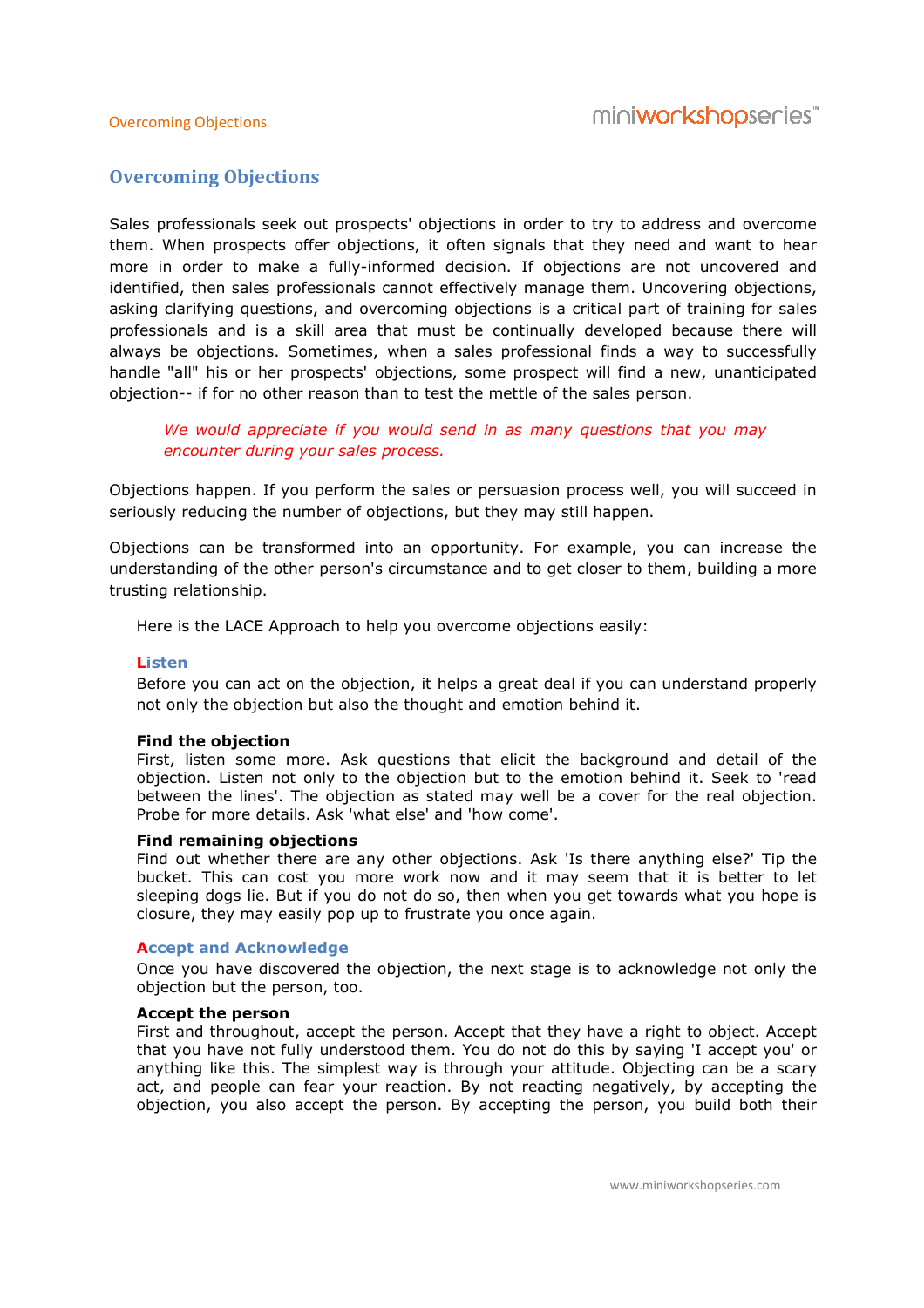# Overcoming Objections

Sales professionals seek out prospects' objections in order to try to address and overcome them. When prospects offer objections, it often signals that they need and want to hear more in order to make a fully-informed decision. If objections are not uncovered and identified, then sales professionals cannot effectively manage them. Uncovering objections, asking clarifying questions, and overcoming objections is a critical part of training for sales professionals and is a skill area that must be continually developed because there will always be objections. Sometimes, when a sales professional finds a way to successfully handle "all" his or her prospects' objections, some prospect will find a new, unanticipated objection-- if for no other reason than to test the mettle of the sales person.

> *We would appreciate if you would send in as many questions that you may encounter during your sales process.*

Objections happen. If you perform the sales or persuasion process well, you will succeed in seriously reducing the number of objections, but they may still happen.

Objections can be transformed into an opportunity. For example, you can increase the understanding of the other person's circumstance and to get closer to them, building a more trusting relationship.

Here is the LACE Approach to help you overcome objections easily:

## Listen

Before you can act on the objection, it helps a great deal if you can understand properly not only the objection but also the thought and emotion behind it.

**Find the objection**

First, listen some more. Ask questions that elicit the background and detail of the objection. Listen not only to the objection but to the emotion behind it. Seek to 'read between the lines'. The objection as stated may well be a cover for the real objection. Probe for more details. Ask 'what else' and 'how come'.

**Find remaining objections**

Find out whether there are any other objections. Ask 'Is there anything else?' Tip the bucket. This can cost you more work now and it may seem that it is better to let sleeping dogs lie. But if you do not do so, then when you get towards what you hope is closure, they may easily pop up to frustrate you once again.

## Accept and Acknowledge

Once you have discovered the objection, the next stage is to acknowledge not only the objection but the person, too.

**Accept the person**

First and throughout, accept the person. Accept that they have a right to object. Accept that you have not fully understood them. You do not do this by saying 'I accept you' or anything like this. The simplest way is through your attitude. Objecting can be a scary act, and people can fear your reaction. By not reacting negatively, by accepting the objection, you also accept the person. By accepting the person, you build both their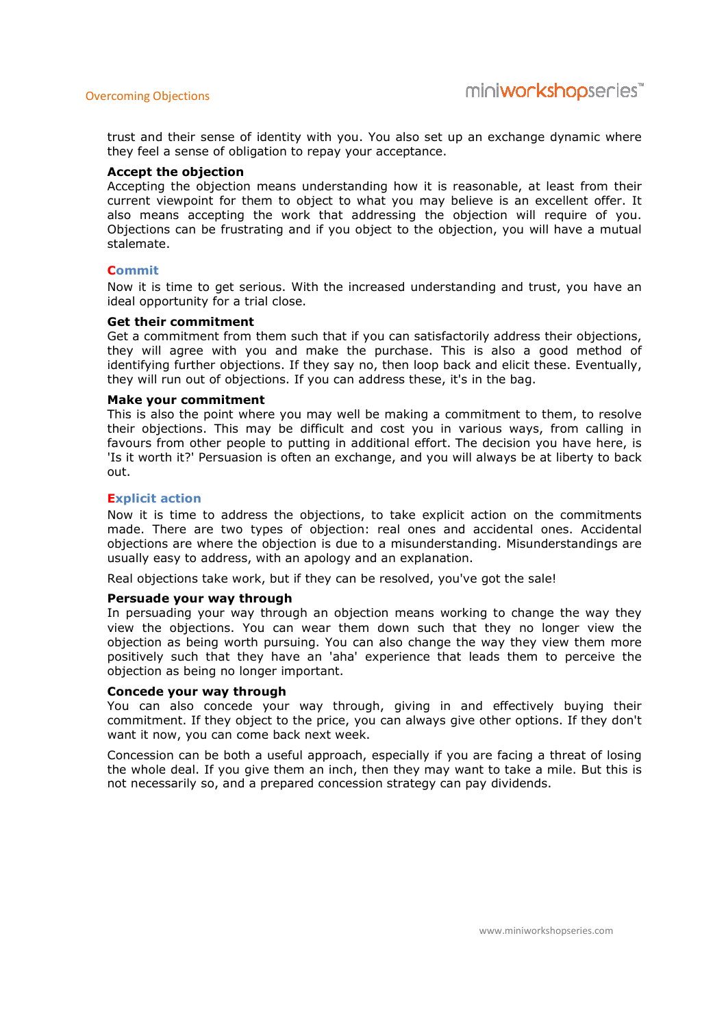trust and their sense of identity with you. You also set up an exchange dynamic where they feel a sense of obligation to repay your acceptance.

**Accept the objection**
Accepting the objection means understanding how it is reasonable, at least from their current viewpoint for them to object to what you may believe is an excellent offer. It also means accepting the work that addressing the objection will require of you. Objections can be frustrating and if you object to the objection, you will have a mutual stalemate.

## Commit

Now it is time to get serious. With the increased understanding and trust, you have an ideal opportunity for a trial close.

**Get their commitment**
Get a commitment from them such that if you can satisfactorily address their objections, they will agree with you and make the purchase. This is also a good method of identifying further objections. If they say no, then loop back and elicit these. Eventually, they will run out of objections. If you can address these, it's in the bag.

**Make your commitment**
This is also the point where you may well be making a commitment to them, to resolve their objections. This may be difficult and cost you in various ways, from calling in favours from other people to putting in additional effort. The decision you have here, is 'Is it worth it?' Persuasion is often an exchange, and you will always be at liberty to back out.

## Explicit action

Now it is time to address the objections, to take explicit action on the commitments made. There are two types of objection: real ones and accidental ones. Accidental objections are where the objection is due to a misunderstanding. Misunderstandings are usually easy to address, with an apology and an explanation.

Real objections take work, but if they can be resolved, you've got the sale!

**Persuade your way through**
In persuading your way through an objection means working to change the way they view the objections. You can wear them down such that they no longer view the objection as being worth pursuing. You can also change the way they view them more positively such that they have an 'aha' experience that leads them to perceive the objection as being no longer important.

**Concede your way through**
You can also concede your way through, giving in and effectively buying their commitment. If they object to the price, you can always give other options. If they don't want it now, you can come back next week.

Concession can be both a useful approach, especially if you are facing a threat of losing the whole deal. If you give them an inch, then they may want to take a mile. But this is not necessarily so, and a prepared concession strategy can pay dividends.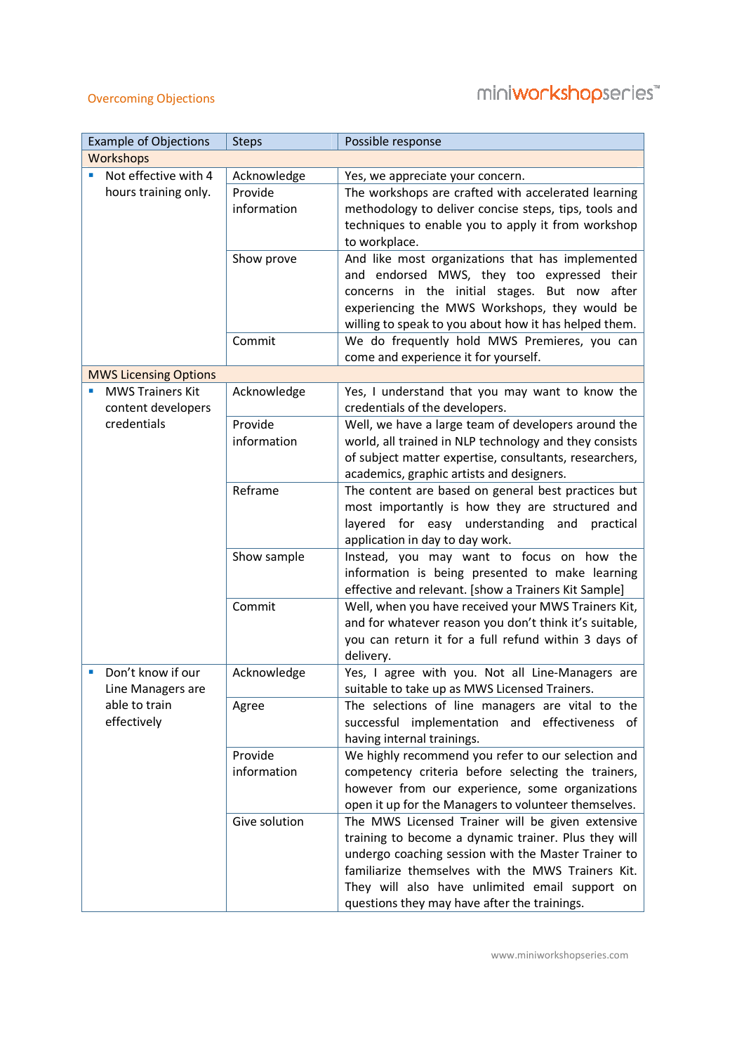Overcoming Objections

| Example of Objections | Steps | Possible response |
|---|---|---|
| Workshops | | |
| ▪ Not effective with 4 hours training only. | Acknowledge | Yes, we appreciate your concern. |
| | Provide information | The workshops are crafted with accelerated learning methodology to deliver concise steps, tips, tools and techniques to enable you to apply it from workshop to workplace. |
| | Show prove | And like most organizations that has implemented and endorsed MWS, they too expressed their concerns in the initial stages. But now after experiencing the MWS Workshops, they would be willing to speak to you about how it has helped them. |
| | Commit | We do frequently hold MWS Premieres, you can come and experience it for yourself. |
| MWS Licensing Options | | |
| ▪ MWS Trainers Kit content developers credentials | Acknowledge | Yes, I understand that you may want to know the credentials of the developers. |
| | Provide information | Well, we have a large team of developers around the world, all trained in NLP technology and they consists of subject matter expertise, consultants, researchers, academics, graphic artists and designers. |
| | Reframe | The content are based on general best practices but most importantly is how they are structured and layered for easy understanding and practical application in day to day work. |
| | Show sample | Instead, you may want to focus on how the information is being presented to make learning effective and relevant. [show a Trainers Kit Sample] |
| | Commit | Well, when you have received your MWS Trainers Kit, and for whatever reason you don't think it's suitable, you can return it for a full refund within 3 days of delivery. |
| ▪ Don't know if our Line Managers are able to train effectively | Acknowledge | Yes, I agree with you. Not all Line-Managers are suitable to take up as MWS Licensed Trainers. |
| | Agree | The selections of line managers are vital to the successful implementation and effectiveness of having internal trainings. |
| | Provide information | We highly recommend you refer to our selection and competency criteria before selecting the trainers, however from our experience, some organizations open it up for the Managers to volunteer themselves. |
| | Give solution | The MWS Licensed Trainer will be given extensive training to become a dynamic trainer. Plus they will undergo coaching session with the Master Trainer to familiarize themselves with the MWS Trainers Kit. They will also have unlimited email support on questions they may have after the trainings. |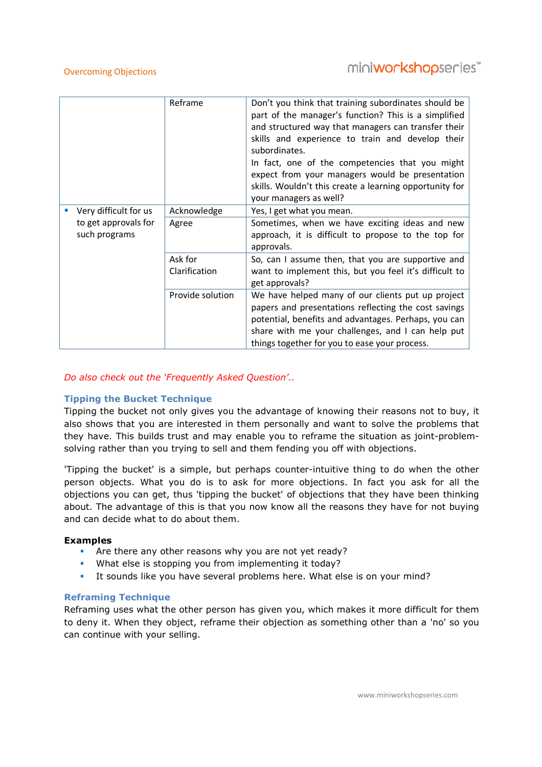| | | |
|---|---|---|
| | Reframe | Don't you think that training subordinates should be part of the manager's function? This is a simplified and structured way that managers can transfer their skills and experience to train and develop their subordinates.<br>In fact, one of the competencies that you might expect from your managers would be presentation skills. Wouldn't this create a learning opportunity for your managers as well? |
| ▪ Very difficult for us to get approvals for such programs | Acknowledge | Yes, I get what you mean. |
| | Agree | Sometimes, when we have exciting ideas and new approach, it is difficult to propose to the top for approvals. |
| | Ask for Clarification | So, can I assume then, that you are supportive and want to implement this, but you feel it's difficult to get approvals? |
| | Provide solution | We have helped many of our clients put up project papers and presentations reflecting the cost savings potential, benefits and advantages. Perhaps, you can share with me your challenges, and I can help put things together for you to ease your process. |

*Do also check out the 'Frequently Asked Question'..*

### Tipping the Bucket Technique

Tipping the bucket not only gives you the advantage of knowing their reasons not to buy, it also shows that you are interested in them personally and want to solve the problems that they have. This builds trust and may enable you to reframe the situation as joint-problem-solving rather than you trying to sell and them fending you off with objections.

'Tipping the bucket' is a simple, but perhaps counter-intuitive thing to do when the other person objects. What you do is to ask for more objections. In fact you ask for all the objections you can get, thus 'tipping the bucket' of objections that they have been thinking about. The advantage of this is that you now know all the reasons they have for not buying and can decide what to do about them.

**Examples**

- Are there any other reasons why you are not yet ready?
- What else is stopping you from implementing it today?
- It sounds like you have several problems here. What else is on your mind?

### Reframing Technique

Reframing uses what the other person has given you, which makes it more difficult for them to deny it. When they object, reframe their objection as something other than a 'no' so you can continue with your selling.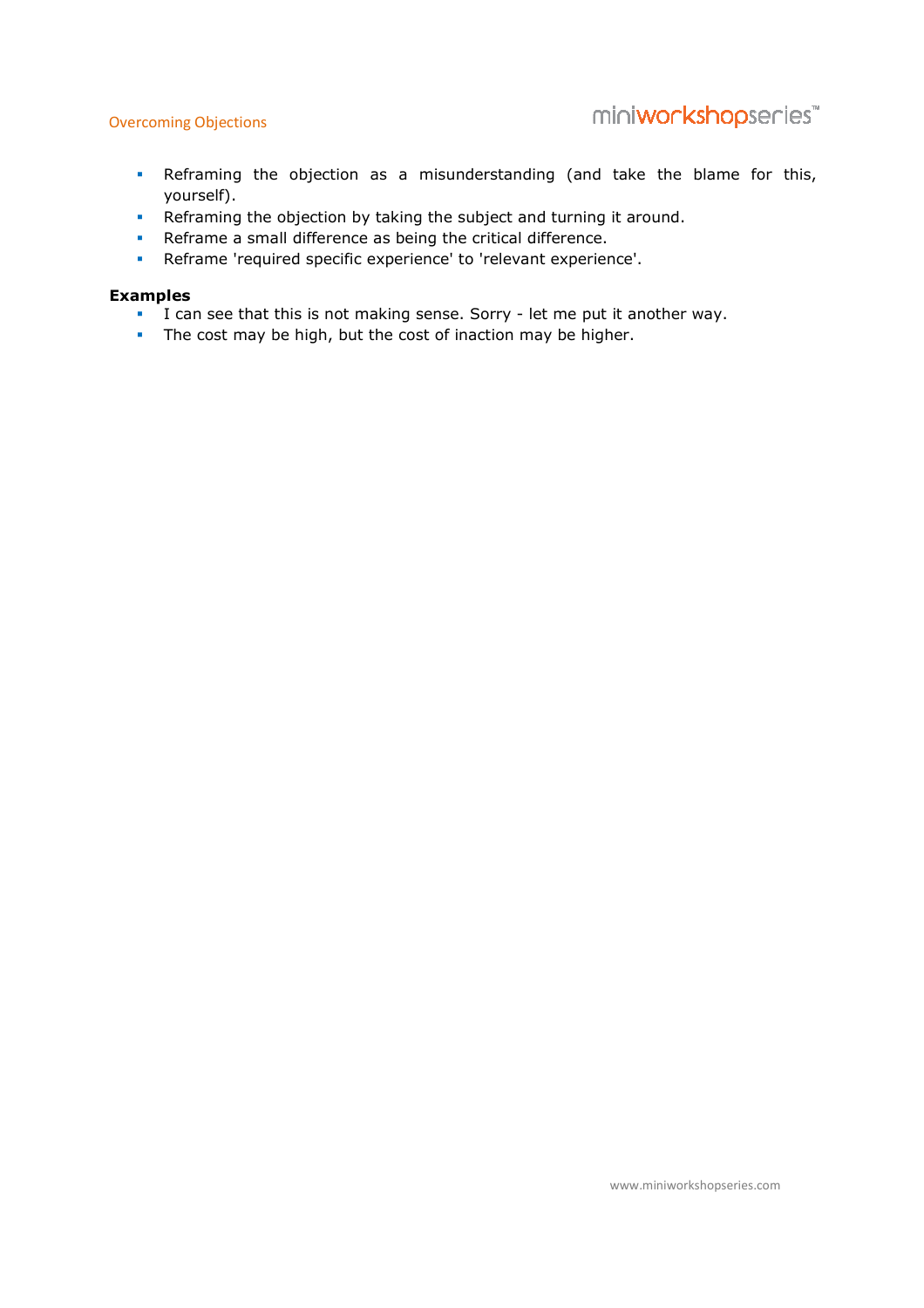- Reframing the objection as a misunderstanding (and take the blame for this, yourself).
- Reframing the objection by taking the subject and turning it around.
- Reframe a small difference as being the critical difference.
- Reframe 'required specific experience' to 'relevant experience'.

**Examples**

- I can see that this is not making sense. Sorry - let me put it another way.
- The cost may be high, but the cost of inaction may be higher.